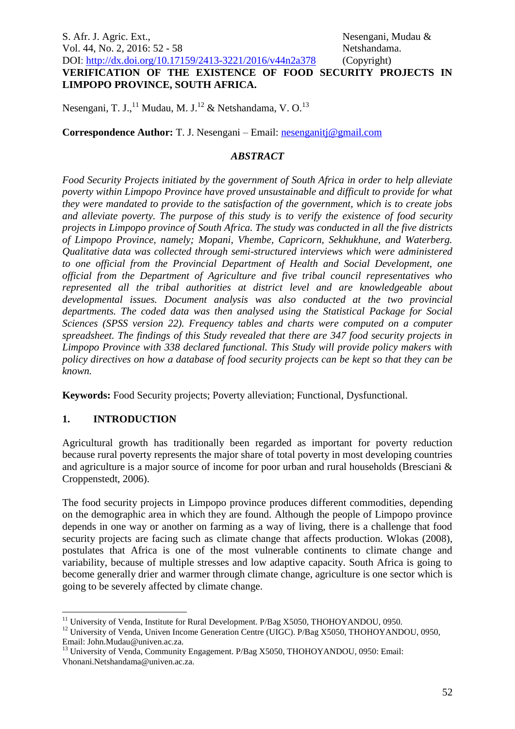# VERIFICATION OF THE EXISTENCE OF FOOD SECURITY PROJECTS IN LIMPOPO PROVINCE, SOUTH AFRICA.

Nesengani, T. J.,[11] Mudau, M. J.[12] & Netshandama, V. O.[13]

**Correspondence Author:** T. J. Nesengani – Email: nesenganitj@gmail.com

### *ABSTRACT*

*Food Security Projects initiated by the government of South Africa in order to help alleviate poverty within Limpopo Province have proved unsustainable and difficult to provide for what they were mandated to provide to the satisfaction of the government, which is to create jobs and alleviate poverty. The purpose of this study is to verify the existence of food security projects in Limpopo province of South Africa. The study was conducted in all the five districts of Limpopo Province, namely; Mopani, Vhembe, Capricorn, Sekhukhune, and Waterberg. Qualitative data was collected through semi-structured interviews which were administered to one official from the Provincial Department of Health and Social Development, one official from the Department of Agriculture and five tribal council representatives who represented all the tribal authorities at district level and are knowledgeable about developmental issues. Document analysis was also conducted at the two provincial departments. The coded data was then analysed using the Statistical Package for Social Sciences (SPSS version 22). Frequency tables and charts were computed on a computer spreadsheet. The findings of this Study revealed that there are 347 food security projects in Limpopo Province with 338 declared functional. This Study will provide policy makers with policy directives on how a database of food security projects can be kept so that they can be known.*

**Keywords:** Food Security projects; Poverty alleviation; Functional, Dysfunctional.

## 1. INTRODUCTION

Agricultural growth has traditionally been regarded as important for poverty reduction because rural poverty represents the major share of total poverty in most developing countries and agriculture is a major source of income for poor urban and rural households (Bresciani & Croppenstedt, 2006).

The food security projects in Limpopo province produces different commodities, depending on the demographic area in which they are found. Although the people of Limpopo province depends in one way or another on farming as a way of living, there is a challenge that food security projects are facing such as climate change that affects production. Wlokas (2008), postulates that Africa is one of the most vulnerable continents to climate change and variability, because of multiple stresses and low adaptive capacity. South Africa is going to become generally drier and warmer through climate change, agriculture is one sector which is going to be severely affected by climate change.

---

[11] University of Venda, Institute for Rural Development. P/Bag X5050, THOHOYANDOU, 0950.

[12] University of Venda, Univen Income Generation Centre (UIGC). P/Bag X5050, THOHOYANDOU, 0950, Email: John.Mudau@univen.ac.za.

[13] University of Venda, Community Engagement. P/Bag X5050, THOHOYANDOU, 0950: Email: Vhonani.Netshandama@univen.ac.za.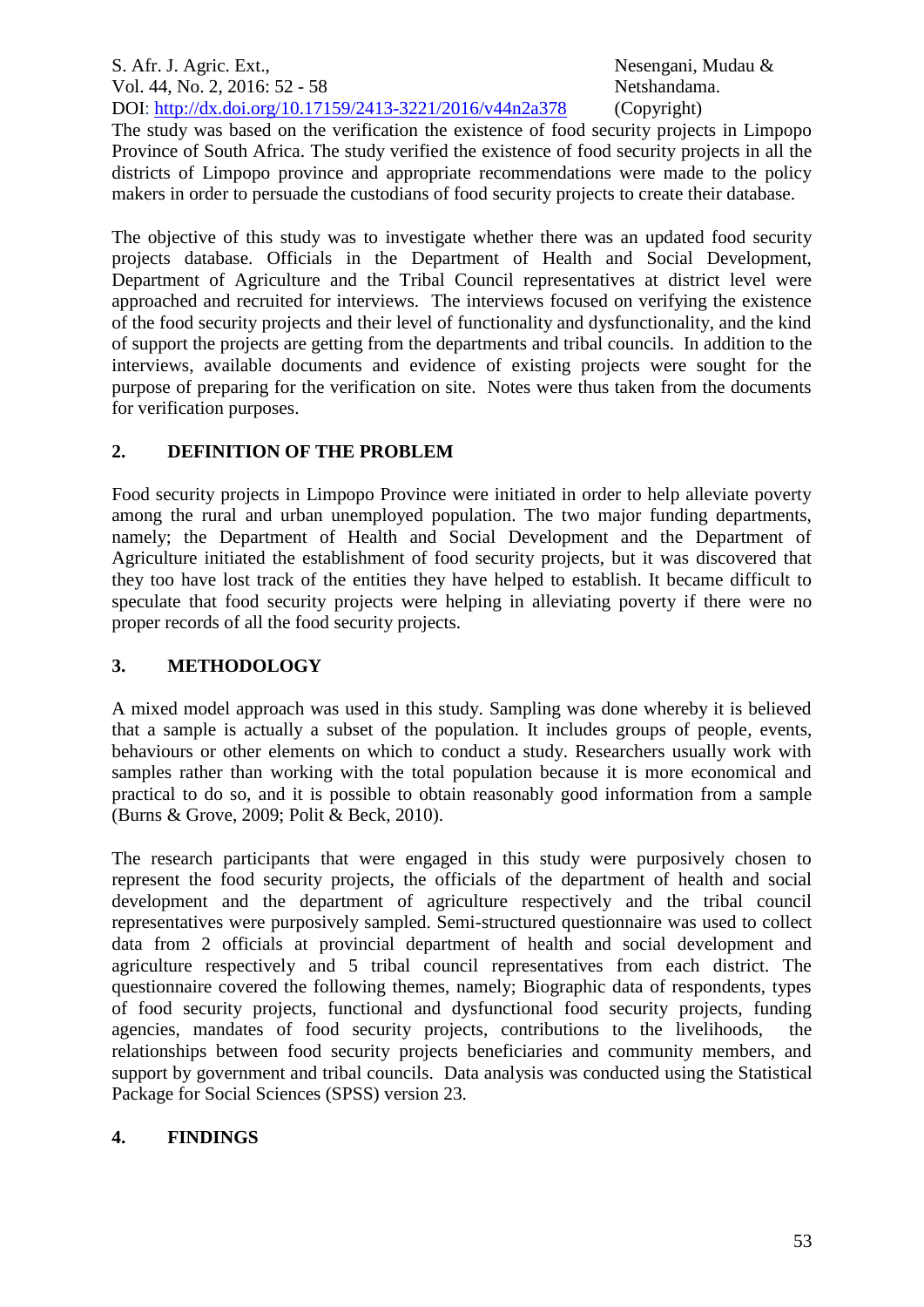The study was based on the verification the existence of food security projects in Limpopo Province of South Africa. The study verified the existence of food security projects in all the districts of Limpopo province and appropriate recommendations were made to the policy makers in order to persuade the custodians of food security projects to create their database.

The objective of this study was to investigate whether there was an updated food security projects database. Officials in the Department of Health and Social Development, Department of Agriculture and the Tribal Council representatives at district level were approached and recruited for interviews. The interviews focused on verifying the existence of the food security projects and their level of functionality and dysfunctionality, and the kind of support the projects are getting from the departments and tribal councils. In addition to the interviews, available documents and evidence of existing projects were sought for the purpose of preparing for the verification on site. Notes were thus taken from the documents for verification purposes.

## 2. DEFINITION OF THE PROBLEM

Food security projects in Limpopo Province were initiated in order to help alleviate poverty among the rural and urban unemployed population. The two major funding departments, namely; the Department of Health and Social Development and the Department of Agriculture initiated the establishment of food security projects, but it was discovered that they too have lost track of the entities they have helped to establish. It became difficult to speculate that food security projects were helping in alleviating poverty if there were no proper records of all the food security projects.

## 3. METHODOLOGY

A mixed model approach was used in this study. Sampling was done whereby it is believed that a sample is actually a subset of the population. It includes groups of people, events, behaviours or other elements on which to conduct a study. Researchers usually work with samples rather than working with the total population because it is more economical and practical to do so, and it is possible to obtain reasonably good information from a sample (Burns & Grove, 2009; Polit & Beck, 2010).

The research participants that were engaged in this study were purposively chosen to represent the food security projects, the officials of the department of health and social development and the department of agriculture respectively and the tribal council representatives were purposively sampled. Semi-structured questionnaire was used to collect data from 2 officials at provincial department of health and social development and agriculture respectively and 5 tribal council representatives from each district. The questionnaire covered the following themes, namely; Biographic data of respondents, types of food security projects, functional and dysfunctional food security projects, funding agencies, mandates of food security projects, contributions to the livelihoods, the relationships between food security projects beneficiaries and community members, and support by government and tribal councils. Data analysis was conducted using the Statistical Package for Social Sciences (SPSS) version 23.

## 4. FINDINGS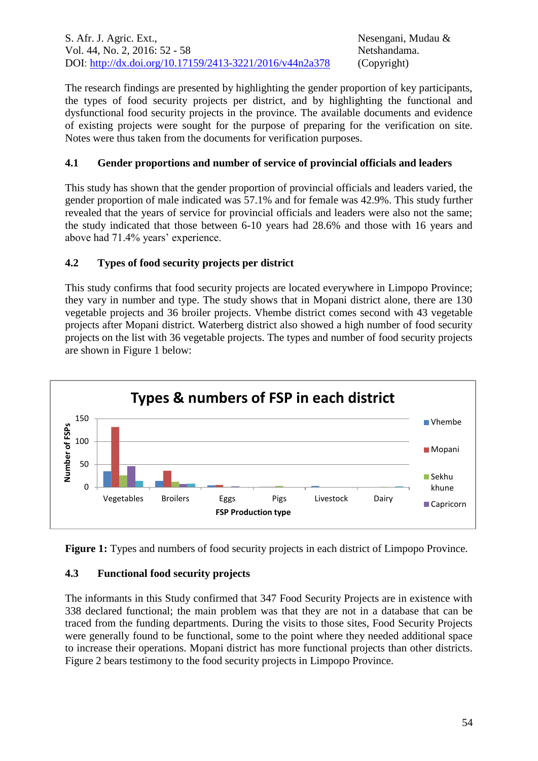The research findings are presented by highlighting the gender proportion of key participants, the types of food security projects per district, and by highlighting the functional and dysfunctional food security projects in the province. The available documents and evidence of existing projects were sought for the purpose of preparing for the verification on site. Notes were thus taken from the documents for verification purposes.

### 4.1 Gender proportions and number of service of provincial officials and leaders

This study has shown that the gender proportion of provincial officials and leaders varied, the gender proportion of male indicated was 57.1% and for female was 42.9%. This study further revealed that the years of service for provincial officials and leaders were also not the same; the study indicated that those between 6-10 years had 28.6% and those with 16 years and above had 71.4% years' experience.

### 4.2 Types of food security projects per district

This study confirms that food security projects are located everywhere in Limpopo Province; they vary in number and type. The study shows that in Mopani district alone, there are 130 vegetable projects and 36 broiler projects. Vhembe district comes second with 43 vegetable projects after Mopani district. Waterberg district also showed a high number of food security projects on the list with 36 vegetable projects. The types and number of food security projects are shown in Figure 1 below:

**Figure 1:** Types and numbers of food security projects in each district of Limpopo Province.

### 4.3 Functional food security projects

The informants in this Study confirmed that 347 Food Security Projects are in existence with 338 declared functional; the main problem was that they are not in a database that can be traced from the funding departments. During the visits to those sites, Food Security Projects were generally found to be functional, some to the point where they needed additional space to increase their operations. Mopani district has more functional projects than other districts. Figure 2 bears testimony to the food security projects in Limpopo Province.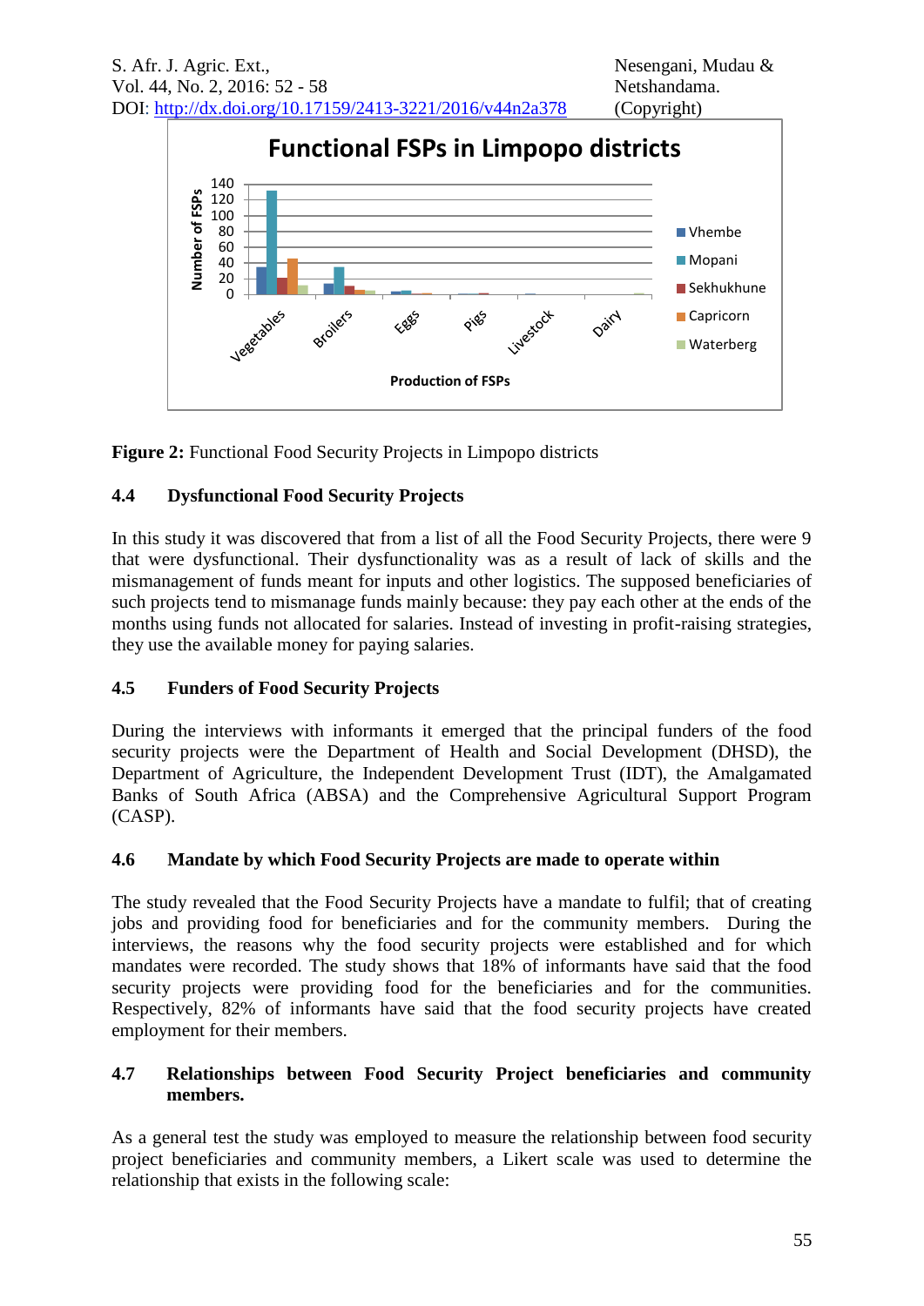**Figure 2:** Functional Food Security Projects in Limpopo districts

### 4.4 Dysfunctional Food Security Projects

In this study it was discovered that from a list of all the Food Security Projects, there were 9 that were dysfunctional. Their dysfunctionality was as a result of lack of skills and the mismanagement of funds meant for inputs and other logistics. The supposed beneficiaries of such projects tend to mismanage funds mainly because: they pay each other at the ends of the months using funds not allocated for salaries. Instead of investing in profit-raising strategies, they use the available money for paying salaries.

### 4.5 Funders of Food Security Projects

During the interviews with informants it emerged that the principal funders of the food security projects were the Department of Health and Social Development (DHSD), the Department of Agriculture, the Independent Development Trust (IDT), the Amalgamated Banks of South Africa (ABSA) and the Comprehensive Agricultural Support Program (CASP).

### 4.6 Mandate by which Food Security Projects are made to operate within

The study revealed that the Food Security Projects have a mandate to fulfil; that of creating jobs and providing food for beneficiaries and for the community members. During the interviews, the reasons why the food security projects were established and for which mandates were recorded. The study shows that 18% of informants have said that the food security projects were providing food for the beneficiaries and for the communities. Respectively, 82% of informants have said that the food security projects have created employment for their members.

### 4.7 Relationships between Food Security Project beneficiaries and community members.

As a general test the study was employed to measure the relationship between food security project beneficiaries and community members, a Likert scale was used to determine the relationship that exists in the following scale: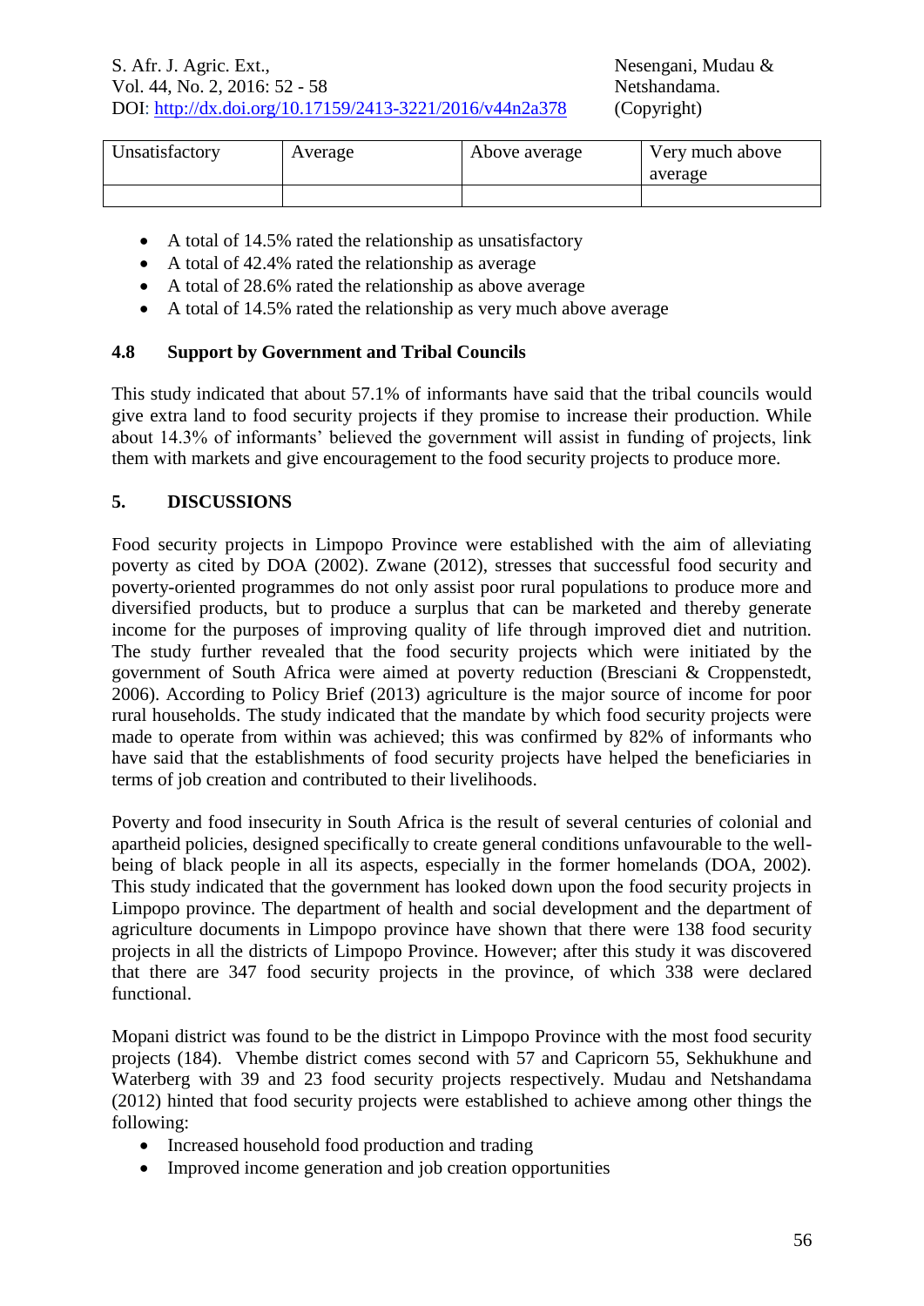| Unsatisfactory | Average | Above average | Very much above average |
|---|---|---|---|
| | | | |

- A total of 14.5% rated the relationship as unsatisfactory
- A total of 42.4% rated the relationship as average
- A total of 28.6% rated the relationship as above average
- A total of 14.5% rated the relationship as very much above average

### 4.8 Support by Government and Tribal Councils

This study indicated that about 57.1% of informants have said that the tribal councils would give extra land to food security projects if they promise to increase their production. While about 14.3% of informants' believed the government will assist in funding of projects, link them with markets and give encouragement to the food security projects to produce more.

## 5. DISCUSSIONS

Food security projects in Limpopo Province were established with the aim of alleviating poverty as cited by DOA (2002). Zwane (2012), stresses that successful food security and poverty-oriented programmes do not only assist poor rural populations to produce more and diversified products, but to produce a surplus that can be marketed and thereby generate income for the purposes of improving quality of life through improved diet and nutrition. The study further revealed that the food security projects which were initiated by the government of South Africa were aimed at poverty reduction (Bresciani & Croppenstedt, 2006). According to Policy Brief (2013) agriculture is the major source of income for poor rural households. The study indicated that the mandate by which food security projects were made to operate from within was achieved; this was confirmed by 82% of informants who have said that the establishments of food security projects have helped the beneficiaries in terms of job creation and contributed to their livelihoods.

Poverty and food insecurity in South Africa is the result of several centuries of colonial and apartheid policies, designed specifically to create general conditions unfavourable to the well-being of black people in all its aspects, especially in the former homelands (DOA, 2002). This study indicated that the government has looked down upon the food security projects in Limpopo province. The department of health and social development and the department of agriculture documents in Limpopo province have shown that there were 138 food security projects in all the districts of Limpopo Province. However; after this study it was discovered that there are 347 food security projects in the province, of which 338 were declared functional.

Mopani district was found to be the district in Limpopo Province with the most food security projects (184). Vhembe district comes second with 57 and Capricorn 55, Sekhukhune and Waterberg with 39 and 23 food security projects respectively. Mudau and Netshandama (2012) hinted that food security projects were established to achieve among other things the following:

- Increased household food production and trading
- Improved income generation and job creation opportunities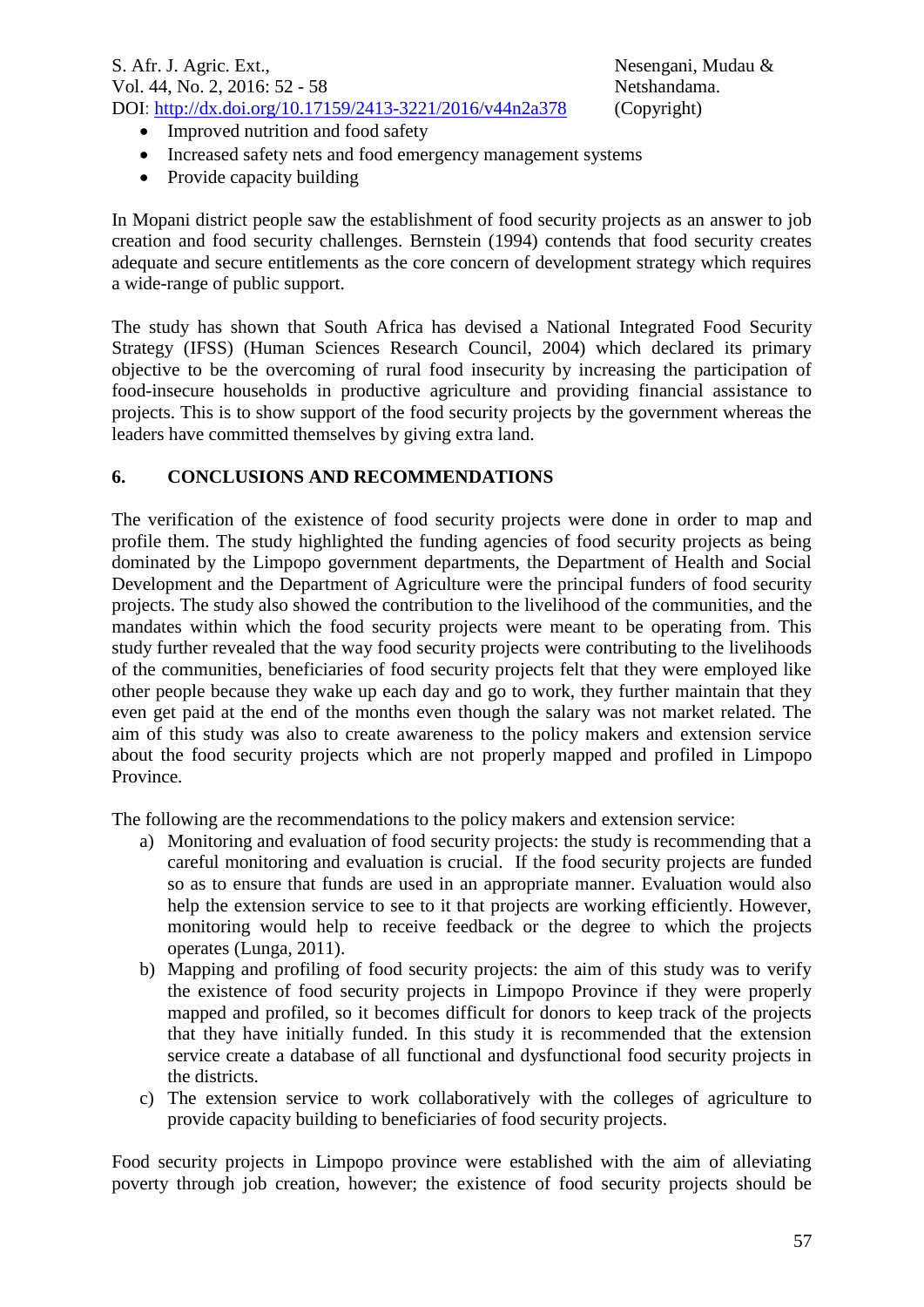- Improved nutrition and food safety
- Increased safety nets and food emergency management systems
- Provide capacity building

In Mopani district people saw the establishment of food security projects as an answer to job creation and food security challenges. Bernstein (1994) contends that food security creates adequate and secure entitlements as the core concern of development strategy which requires a wide-range of public support.

The study has shown that South Africa has devised a National Integrated Food Security Strategy (IFSS) (Human Sciences Research Council, 2004) which declared its primary objective to be the overcoming of rural food insecurity by increasing the participation of food-insecure households in productive agriculture and providing financial assistance to projects. This is to show support of the food security projects by the government whereas the leaders have committed themselves by giving extra land.

## 6. CONCLUSIONS AND RECOMMENDATIONS

The verification of the existence of food security projects were done in order to map and profile them. The study highlighted the funding agencies of food security projects as being dominated by the Limpopo government departments, the Department of Health and Social Development and the Department of Agriculture were the principal funders of food security projects. The study also showed the contribution to the livelihood of the communities, and the mandates within which the food security projects were meant to be operating from. This study further revealed that the way food security projects were contributing to the livelihoods of the communities, beneficiaries of food security projects felt that they were employed like other people because they wake up each day and go to work, they further maintain that they even get paid at the end of the months even though the salary was not market related. The aim of this study was also to create awareness to the policy makers and extension service about the food security projects which are not properly mapped and profiled in Limpopo Province.

The following are the recommendations to the policy makers and extension service:

a) Monitoring and evaluation of food security projects: the study is recommending that a careful monitoring and evaluation is crucial. If the food security projects are funded so as to ensure that funds are used in an appropriate manner. Evaluation would also help the extension service to see to it that projects are working efficiently. However, monitoring would help to receive feedback or the degree to which the projects operates (Lunga, 2011).
b) Mapping and profiling of food security projects: the aim of this study was to verify the existence of food security projects in Limpopo Province if they were properly mapped and profiled, so it becomes difficult for donors to keep track of the projects that they have initially funded. In this study it is recommended that the extension service create a database of all functional and dysfunctional food security projects in the districts.
c) The extension service to work collaboratively with the colleges of agriculture to provide capacity building to beneficiaries of food security projects.

Food security projects in Limpopo province were established with the aim of alleviating poverty through job creation, however; the existence of food security projects should be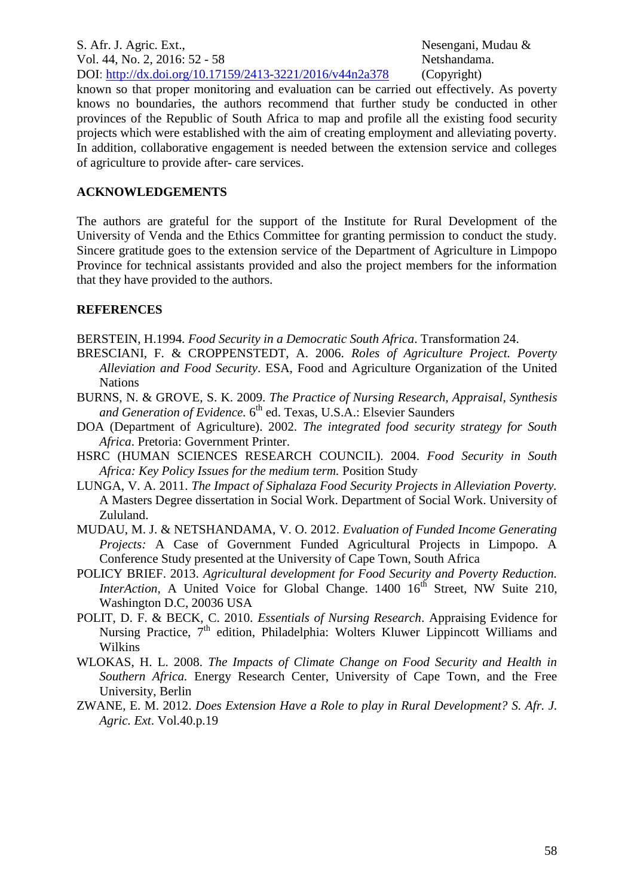known so that proper monitoring and evaluation can be carried out effectively. As poverty knows no boundaries, the authors recommend that further study be conducted in other provinces of the Republic of South Africa to map and profile all the existing food security projects which were established with the aim of creating employment and alleviating poverty. In addition, collaborative engagement is needed between the extension service and colleges of agriculture to provide after- care services.

## ACKNOWLEDGEMENTS

The authors are grateful for the support of the Institute for Rural Development of the University of Venda and the Ethics Committee for granting permission to conduct the study. Sincere gratitude goes to the extension service of the Department of Agriculture in Limpopo Province for technical assistants provided and also the project members for the information that they have provided to the authors.

## REFERENCES

BERSTEIN, H.1994. *Food Security in a Democratic South Africa*. Transformation 24.

BRESCIANI, F. & CROPPENSTEDT, A. 2006. *Roles of Agriculture Project. Poverty Alleviation and Food Security*. ESA, Food and Agriculture Organization of the United Nations

BURNS, N. & GROVE, S. K. 2009. *The Practice of Nursing Research, Appraisal, Synthesis and Generation of Evidence.* 6th ed. Texas, U.S.A.: Elsevier Saunders

DOA (Department of Agriculture). 2002. *The integrated food security strategy for South Africa*. Pretoria: Government Printer.

HSRC (HUMAN SCIENCES RESEARCH COUNCIL). 2004. *Food Security in South Africa: Key Policy Issues for the medium term.* Position Study

LUNGA, V. A. 2011. *The Impact of Siphalaza Food Security Projects in Alleviation Poverty.* A Masters Degree dissertation in Social Work. Department of Social Work. University of Zululand.

MUDAU, M. J. & NETSHANDAMA, V. O. 2012. *Evaluation of Funded Income Generating Projects:* A Case of Government Funded Agricultural Projects in Limpopo. A Conference Study presented at the University of Cape Town, South Africa

POLICY BRIEF. 2013. *Agricultural development for Food Security and Poverty Reduction. InterAction*, A United Voice for Global Change. 1400 16th Street, NW Suite 210, Washington D.C, 20036 USA

POLIT, D. F. & BECK, C. 2010. *Essentials of Nursing Research*. Appraising Evidence for Nursing Practice, 7th edition, Philadelphia: Wolters Kluwer Lippincott Williams and Wilkins

WLOKAS, H. L. 2008. *The Impacts of Climate Change on Food Security and Health in Southern Africa.* Energy Research Center, University of Cape Town, and the Free University, Berlin

ZWANE, E. M. 2012. *Does Extension Have a Role to play in Rural Development? S. Afr. J. Agric. Ext*. Vol.40.p.19